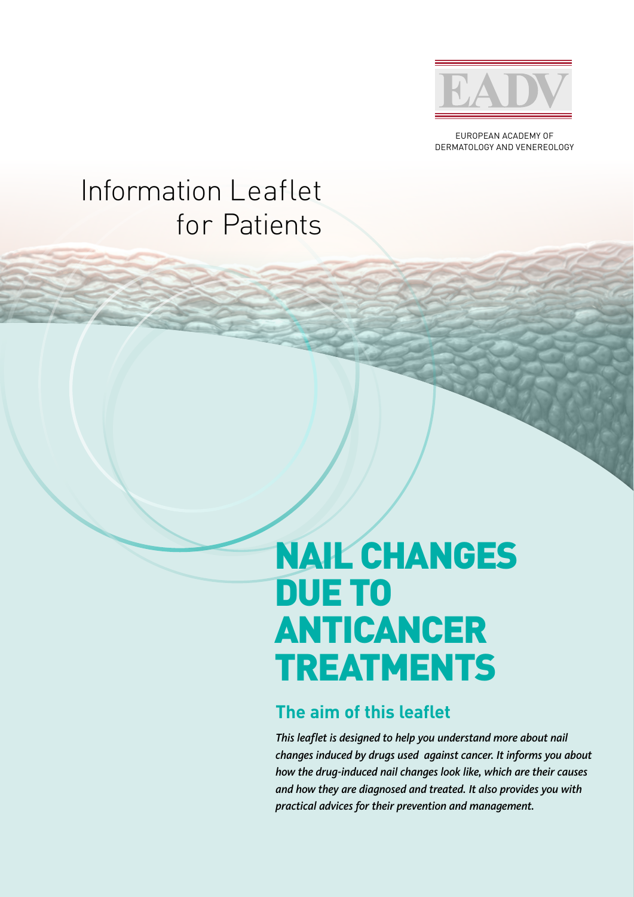EADV

EUROPEAN ACADEMY OF DERMATOLOGY AND VENEREOLOGY

# Information Leaflet for Patients

# NAIL CHANGES DUE TO ANTICANCER TREATMENTS

## The aim of this leaflet

*This leaflet is designed to help you understand more about nail changes induced by drugs used against cancer. It informs you about how the drug-induced nail changes look like, which are their causes and how they are diagnosed and treated. It also provides you with practical advices for their prevention and management.*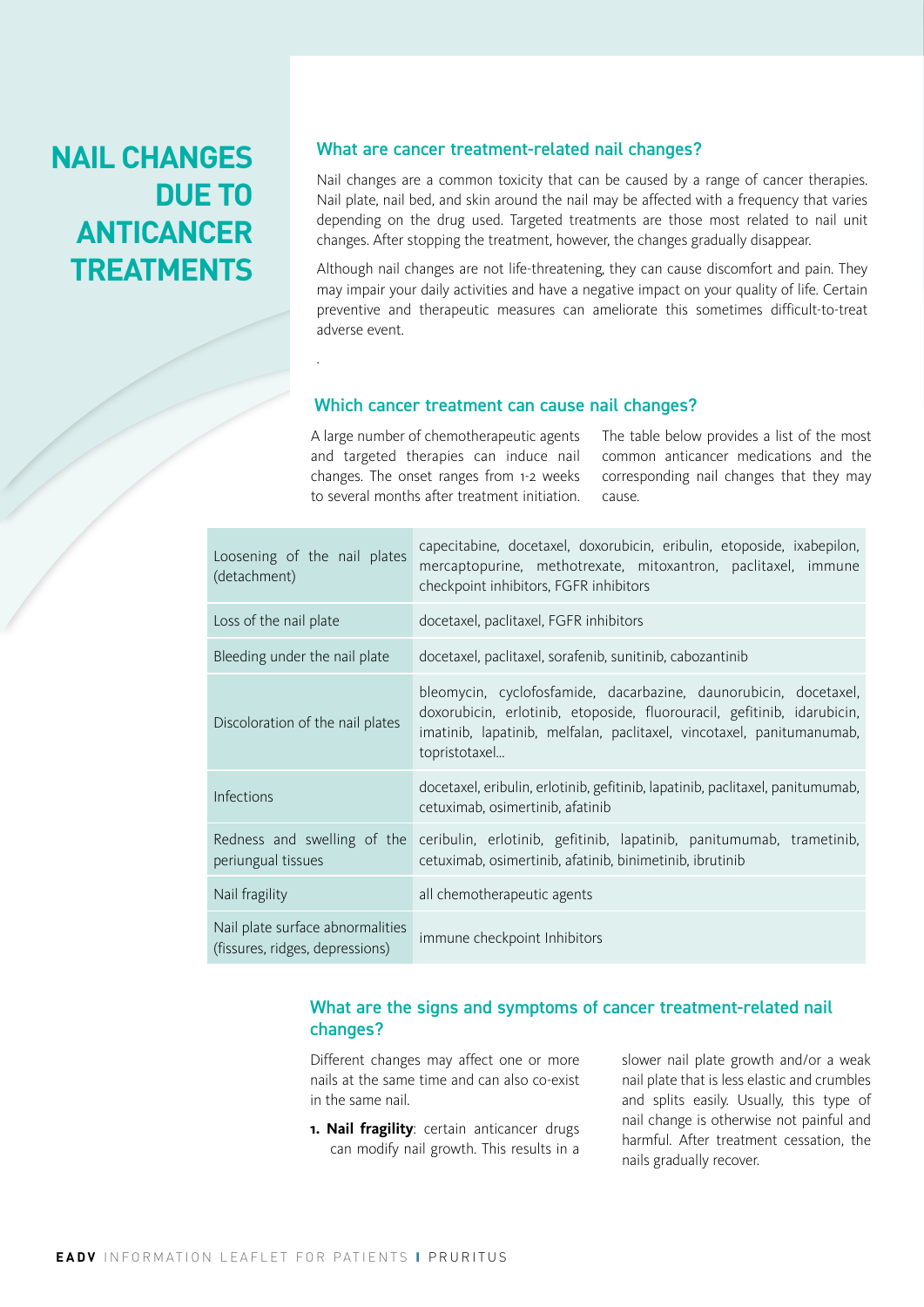# NAIL CHANGES DUE TO ANTICANCER TREATMENTS

## What are cancer treatment-related nail changes?

Nail changes are a common toxicity that can be caused by a range of cancer therapies. Nail plate, nail bed, and skin around the nail may be affected with a frequency that varies depending on the drug used. Targeted treatments are those most related to nail unit changes. After stopping the treatment, however, the changes gradually disappear.

Although nail changes are not life-threatening, they can cause discomfort and pain. They may impair your daily activities and have a negative impact on your quality of life. Certain preventive and therapeutic measures can ameliorate this sometimes difficult-to-treat adverse event.

.

## Which cancer treatment can cause nail changes?

A large number of chemotherapeutic agents and targeted therapies can induce nail changes. The onset ranges from 1-2 weeks to several months after treatment initiation.

The table below provides a list of the most common anticancer medications and the corresponding nail changes that they may cause.

| | |
|---|---|
| Loosening of the nail plates (detachment) | capecitabine, docetaxel, doxorubicin, eribulin, etoposide, ixabepilon, mercaptopurine, methotrexate, mitoxantron, paclitaxel, immune checkpoint inhibitors, FGFR inhibitors |
| Loss of the nail plate | docetaxel, paclitaxel, FGFR inhibitors |
| Bleeding under the nail plate | docetaxel, paclitaxel, sorafenib, sunitinib, cabozantinib |
| Discoloration of the nail plates | bleomycin, cyclofosfamide, dacarbazine, daunorubicin, docetaxel, doxorubicin, erlotinib, etoposide, fluorouracil, gefitinib, idarubicin, imatinib, lapatinib, melfalan, paclitaxel, vincotaxel, panitumanumab, topristotaxel... |
| Infections | docetaxel, eribulin, erlotinib, gefitinib, lapatinib, paclitaxel, panitumumab, cetuximab, osimertinib, afatinib |
| Redness and swelling of the periungual tissues | ceribulin, erlotinib, gefitinib, lapatinib, panitumumab, trametinib, cetuximab, osimertinib, afatinib, binimetinib, ibrutinib |
| Nail fragility | all chemotherapeutic agents |
| Nail plate surface abnormalities (fissures, ridges, depressions) | immune checkpoint Inhibitors |

## What are the signs and symptoms of cancer treatment-related nail changes?

Different changes may affect one or more nails at the same time and can also co-exist in the same nail.

1. **Nail fragility**: certain anticancer drugs can modify nail growth. This results in a slower nail plate growth and/or a weak nail plate that is less elastic and crumbles and splits easily. Usually, this type of nail change is otherwise not painful and harmful. After treatment cessation, the nails gradually recover.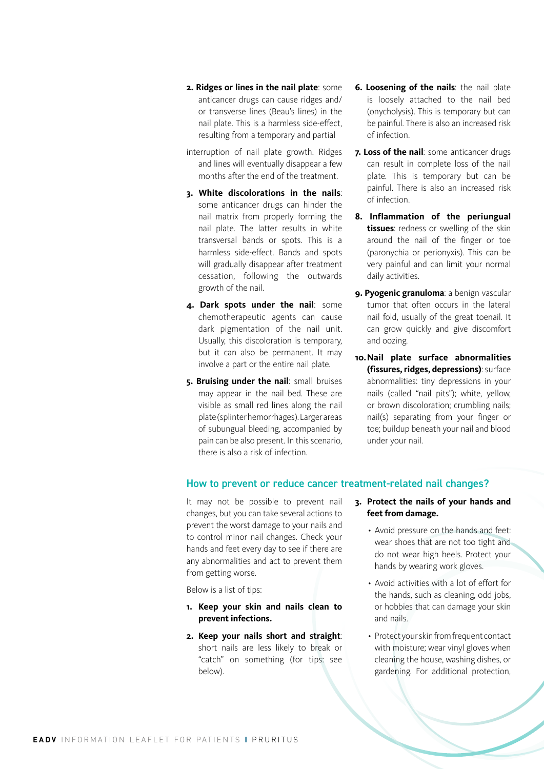2. **Ridges or lines in the nail plate**: some anticancer drugs can cause ridges and/or transverse lines (Beau's lines) in the nail plate. This is a harmless side-effect, resulting from a temporary and partial interruption of nail plate growth. Ridges and lines will eventually disappear a few months after the end of the treatment.

3. **White discolorations in the nails**: some anticancer drugs can hinder the nail matrix from properly forming the nail plate. The latter results in white transversal bands or spots. This is a harmless side-effect. Bands and spots will gradually disappear after treatment cessation, following the outwards growth of the nail.

4. **Dark spots under the nail**: some chemotherapeutic agents can cause dark pigmentation of the nail unit. Usually, this discoloration is temporary, but it can also be permanent. It may involve a part or the entire nail plate.

5. **Bruising under the nail**: small bruises may appear in the nail bed. These are visible as small red lines along the nail plate (splinter hemorrhages). Larger areas of subungual bleeding, accompanied by pain can be also present. In this scenario, there is also a risk of infection.

6. **Loosening of the nails**: the nail plate is loosely attached to the nail bed (onycholysis). This is temporary but can be painful. There is also an increased risk of infection.

7. **Loss of the nail**: some anticancer drugs can result in complete loss of the nail plate. This is temporary but can be painful. There is also an increased risk of infection.

8. **Inflammation of the periungual tissues**: redness or swelling of the skin around the nail of the finger or toe (paronychia or perionyxis). This can be very painful and can limit your normal daily activities.

9. **Pyogenic granuloma**: a benign vascular tumor that often occurs in the lateral nail fold, usually of the great toenail. It can grow quickly and give discomfort and oozing.

10. **Nail plate surface abnormalities (fissures, ridges, depressions)**: surface abnormalities: tiny depressions in your nails (called "nail pits"); white, yellow, or brown discoloration; crumbling nails; nail(s) separating from your finger or toe; buildup beneath your nail and blood under your nail.

## How to prevent or reduce cancer treatment-related nail changes?

It may not be possible to prevent nail changes, but you can take several actions to prevent the worst damage to your nails and to control minor nail changes. Check your hands and feet every day to see if there are any abnormalities and act to prevent them from getting worse.

Below is a list of tips:

1. **Keep your skin and nails clean to prevent infections.**

2. **Keep your nails short and straight**: short nails are less likely to break or "catch" on something (for tips: see below).

3. **Protect the nails of your hands and feet from damage.**
   - Avoid pressure on the hands and feet: wear shoes that are not too tight and do not wear high heels. Protect your hands by wearing work gloves.
   - Avoid activities with a lot of effort for the hands, such as cleaning, odd jobs, or hobbies that can damage your skin and nails.
   - Protect your skin from frequent contact with moisture; wear vinyl gloves when cleaning the house, washing dishes, or gardening. For additional protection,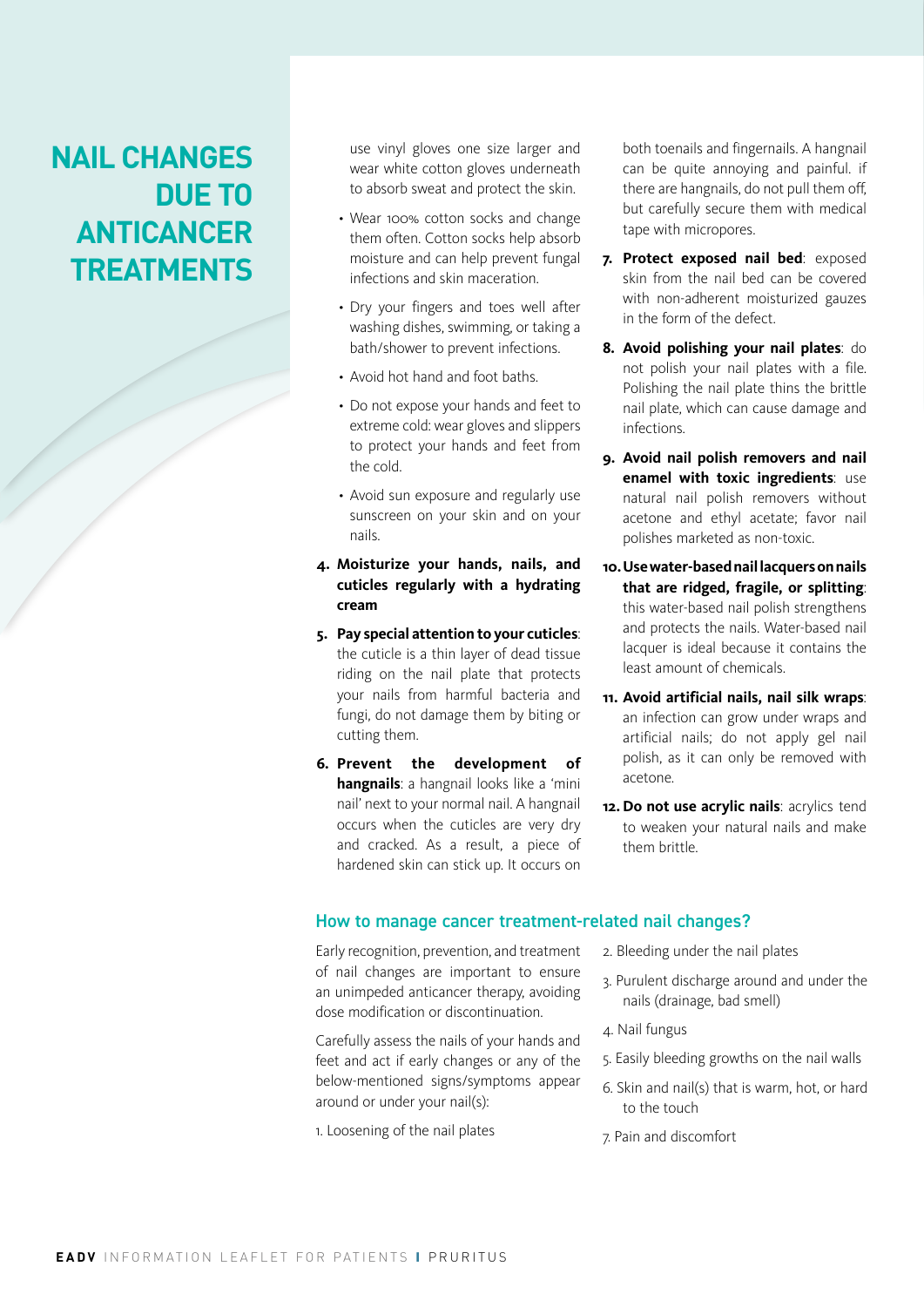# NAIL CHANGES DUE TO ANTICANCER TREATMENTS

use vinyl gloves one size larger and wear white cotton gloves underneath to absorb sweat and protect the skin.

- Wear 100% cotton socks and change them often. Cotton socks help absorb moisture and can help prevent fungal infections and skin maceration.
- Dry your fingers and toes well after washing dishes, swimming, or taking a bath/shower to prevent infections.
- Avoid hot hand and foot baths.
- Do not expose your hands and feet to extreme cold: wear gloves and slippers to protect your hands and feet from the cold.
- Avoid sun exposure and regularly use sunscreen on your skin and on your nails.

4. **Moisturize your hands, nails, and cuticles regularly with a hydrating cream**
5. **Pay special attention to your cuticles**: the cuticle is a thin layer of dead tissue riding on the nail plate that protects your nails from harmful bacteria and fungi, do not damage them by biting or cutting them.
6. **Prevent the development of hangnails**: a hangnail looks like a 'mini nail' next to your normal nail. A hangnail occurs when the cuticles are very dry and cracked. As a result, a piece of hardened skin can stick up. It occurs on both toenails and fingernails. A hangnail can be quite annoying and painful. if there are hangnails, do not pull them off, but carefully secure them with medical tape with micropores.
7. **Protect exposed nail bed**: exposed skin from the nail bed can be covered with non-adherent moisturized gauzes in the form of the defect.
8. **Avoid polishing your nail plates**: do not polish your nail plates with a file. Polishing the nail plate thins the brittle nail plate, which can cause damage and infections.
9. **Avoid nail polish removers and nail enamel with toxic ingredients**: use natural nail polish removers without acetone and ethyl acetate; favor nail polishes marketed as non-toxic.
10. **Use water-based nail lacquers on nails that are ridged, fragile, or splitting**: this water-based nail polish strengthens and protects the nails. Water-based nail lacquer is ideal because it contains the least amount of chemicals.
11. **Avoid artificial nails, nail silk wraps**: an infection can grow under wraps and artificial nails; do not apply gel nail polish, as it can only be removed with acetone.
12. **Do not use acrylic nails**: acrylics tend to weaken your natural nails and make them brittle.

## How to manage cancer treatment-related nail changes?

Early recognition, prevention, and treatment of nail changes are important to ensure an unimpeded anticancer therapy, avoiding dose modification or discontinuation.

Carefully assess the nails of your hands and feet and act if early changes or any of the below-mentioned signs/symptoms appear around or under your nail(s):

1. Loosening of the nail plates
2. Bleeding under the nail plates
3. Purulent discharge around and under the nails (drainage, bad smell)
4. Nail fungus
5. Easily bleeding growths on the nail walls
6. Skin and nail(s) that is warm, hot, or hard to the touch
7. Pain and discomfort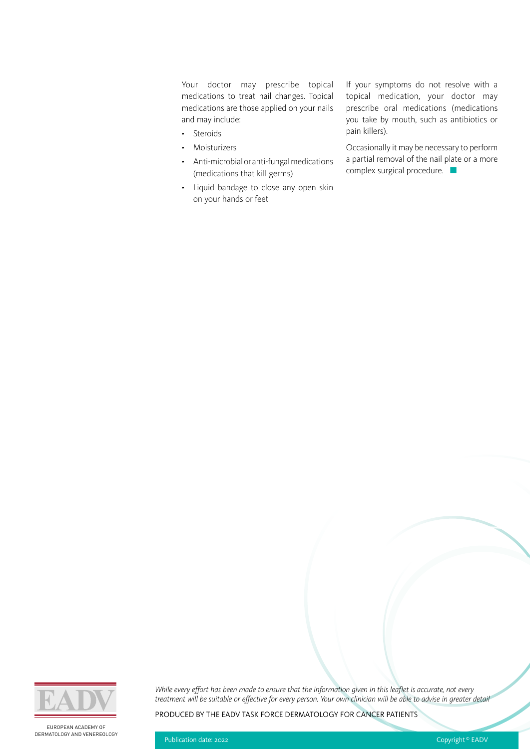Your doctor may prescribe topical medications to treat nail changes. Topical medications are those applied on your nails and may include:

- Steroids
- Moisturizers
- Anti-microbial or anti-fungal medications (medications that kill germs)
- Liquid bandage to close any open skin on your hands or feet

If your symptoms do not resolve with a topical medication, your doctor may prescribe oral medications (medications you take by mouth, such as antibiotics or pain killers).

Occasionally it may be necessary to perform a partial removal of the nail plate or a more complex surgical procedure.

EADV

EUROPEAN ACADEMY OF DERMATOLOGY AND VENEREOLOGY

*While every effort has been made to ensure that the information given in this leaflet is accurate, not every treatment will be suitable or effective for every person. Your own clinician will be able to advise in greater detail*

PRODUCED BY THE EADV TASK FORCE DERMATOLOGY FOR CANCER PATIENTS

Publication date: 2022

Copyright © EADV